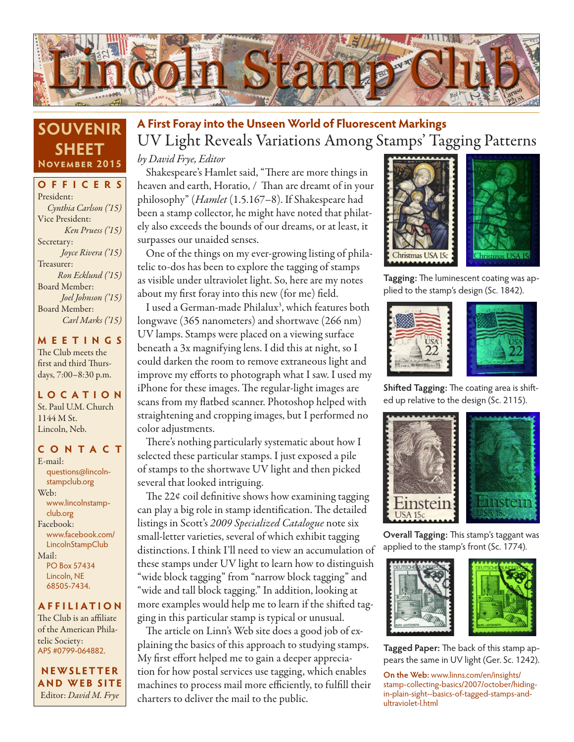# Lincoln Stamp Club

## SOUVENIR SHEET
### November 2015

**OFFICERS**

President:
*Cynthia Carlson ('15)*
Vice President:
*Ken Pruess ('15)*
Secretary:
*Joyce Rivera ('15)*
Treasurer:
*Ron Ecklund ('15)*
Board Member:
*Joel Johnson ('15)*
Board Member:
*Carl Marks ('15)*

**MEETINGS**

The Club meets the first and third Thursdays, 7:00–8:30 p.m.

**LOCATION**

St. Paul U.M. Church
1144 M St.
Lincoln, Neb.

**CONTACT**

E-mail:
questions@lincolnstampclub.org
Web:
www.lincolnstampclub.org
Facebook:
www.facebook.com/LincolnStampClub
Mail:
PO Box 57434
Lincoln, NE
68505-7434.

**AFFILIATION**

The Club is an affiliate of the American Philatelic Society:
APS #0799-064882.

**NEWSLETTER AND WEB SITE**

Editor: *David M. Frye*

## A First Foray into the Unseen World of Fluorescent Markings

# UV Light Reveals Variations Among Stamps' Tagging Patterns

*by David Frye, Editor*

Shakespeare's Hamlet said, "There are more things in heaven and earth, Horatio, / Than are dreamt of in your philosophy" (*Hamlet* (1.5.167–8). If Shakespeare had been a stamp collector, he might have noted that philately also exceeds the bounds of our dreams, or at least, it surpasses our unaided senses.

One of the things on my ever-growing listing of philatelic to-dos has been to explore the tagging of stamps as visible under ultraviolet light. So, here are my notes about my first foray into this new (for me) field.

I used a German-made Philalux[3], which features both longwave (365 nanometers) and shortwave (266 nm) UV lamps. Stamps were placed on a viewing surface beneath a 3x magnifying lens. I did this at night, so I could darken the room to remove extraneous light and improve my efforts to photograph what I saw. I used my iPhone for these images. The regular-light images are scans from my flatbed scanner. Photoshop helped with straightening and cropping images, but I performed no color adjustments.

There's nothing particularly systematic about how I selected these particular stamps. I just exposed a pile of stamps to the shortwave UV light and then picked several that looked intriguing.

The 22¢ coil definitive shows how examining tagging can play a big role in stamp identification. The detailed listings in Scott's *2009 Specialized Catalogue* note six small-letter varieties, several of which exhibit tagging distinctions. I think I'll need to view an accumulation of these stamps under UV light to learn how to distinguish "wide block tagging" from "narrow block tagging" and "wide and tall block tagging." In addition, looking at more examples would help me to learn if the shifted tagging in this particular stamp is typical or unusual.

The article on Linn's Web site does a good job of explaining the basics of this approach to studying stamps. My first effort helped me to gain a deeper appreciation for how postal services use tagging, which enables machines to process mail more efficiently, to fulfill their charters to deliver the mail to the public.

**Tagging:** The luminescent coating was applied to the stamp's design (Sc. 1842).

**Shifted Tagging:** The coating area is shifted up relative to the design (Sc. 2115).

**Overall Tagging:** This stamp's taggant was applied to the stamp's front (Sc. 1774).

**Tagged Paper:** The back of this stamp appears the same in UV light (Ger. Sc. 1242).

**On the Web:** www.linns.com/en/insights/stamp-collecting-basics/2007/october/hiding-in-plain-sight--basics-of-tagged-stamps-and-ultraviolet-l.html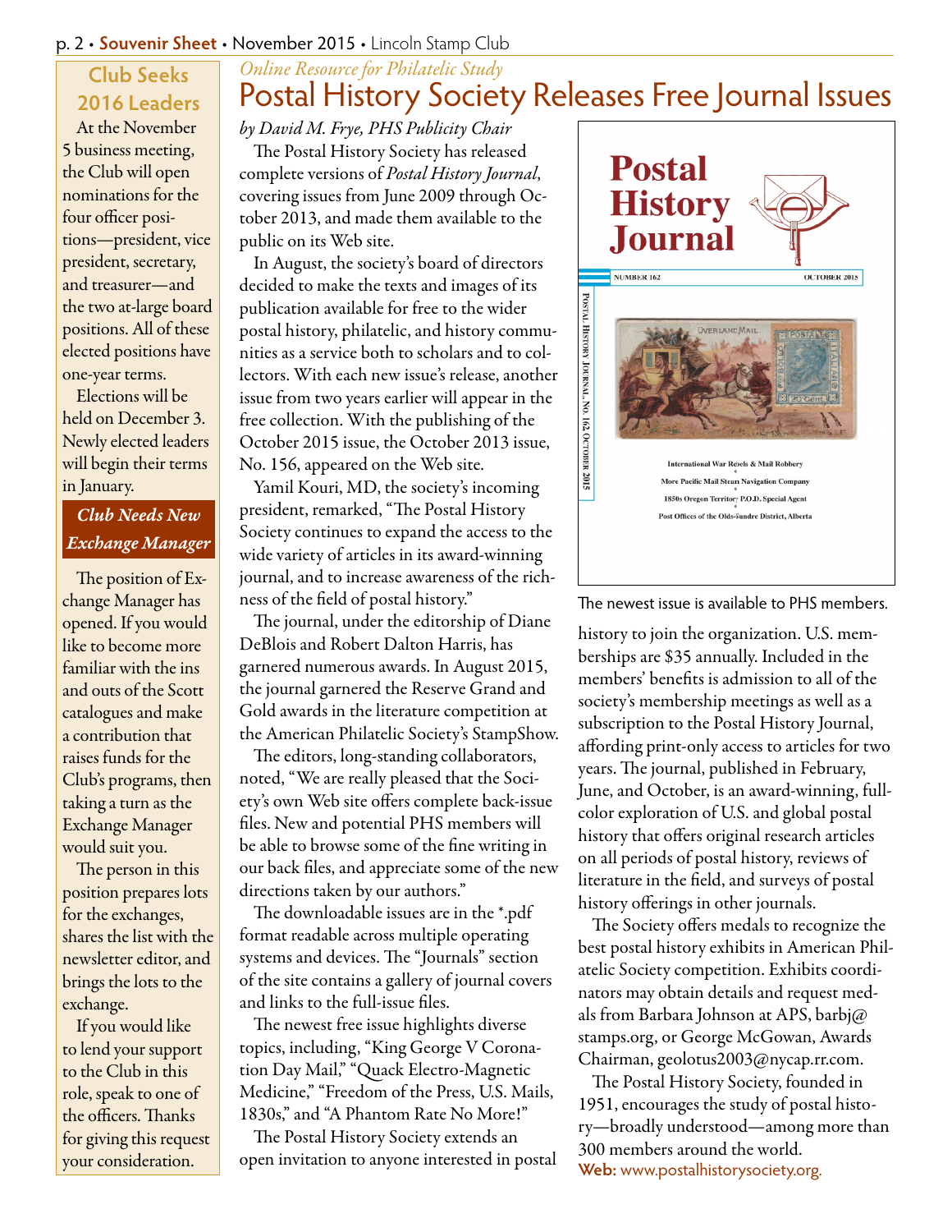## Club Seeks 2016 Leaders

At the November 5 business meeting, the Club will open nominations for the four officer positions—president, vice president, secretary, and treasurer—and the two at-large board positions. All of these elected positions have one-year terms.

Elections will be held on December 3. Newly elected leaders will begin their terms in January.

### *Club Needs New Exchange Manager*

The position of Exchange Manager has opened. If you would like to become more familiar with the ins and outs of the Scott catalogues and make a contribution that raises funds for the Club's programs, then taking a turn as the Exchange Manager would suit you.

The person in this position prepares lots for the exchanges, shares the list with the newsletter editor, and brings the lots to the exchange.

If you would like to lend your support to the Club in this role, speak to one of the officers. Thanks for giving this request your consideration.

*Online Resource for Philatelic Study*

# Postal History Society Releases Free Journal Issues

*by David M. Frye, PHS Publicity Chair*

The Postal History Society has released complete versions of *Postal History Journal*, covering issues from June 2009 through October 2013, and made them available to the public on its Web site.

In August, the society's board of directors decided to make the texts and images of its publication available for free to the wider postal history, philatelic, and history communities as a service both to scholars and to collectors. With each new issue's release, another issue from two years earlier will appear in the free collection. With the publishing of the October 2015 issue, the October 2013 issue, No. 156, appeared on the Web site.

Yamil Kouri, MD, the society's incoming president, remarked, "The Postal History Society continues to expand the access to the wide variety of articles in its award-winning journal, and to increase awareness of the richness of the field of postal history."

The journal, under the editorship of Diane DeBlois and Robert Dalton Harris, has garnered numerous awards. In August 2015, the journal garnered the Reserve Grand and Gold awards in the literature competition at the American Philatelic Society's StampShow.

The editors, long-standing collaborators, noted, "We are really pleased that the Society's own Web site offers complete back-issue files. New and potential PHS members will be able to browse some of the fine writing in our back files, and appreciate some of the new directions taken by our authors."

The downloadable issues are in the *.pdf format readable across multiple operating systems and devices. The "Journals" section of the site contains a gallery of journal covers and links to the full-issue files.

The newest free issue highlights diverse topics, including, "King George V Coronation Day Mail," "Quack Electro-Magnetic Medicine," "Freedom of the Press, U.S. Mails, 1830s," and "A Phantom Rate No More!"

The Postal History Society extends an open invitation to anyone interested in postal history to join the organization. U.S. memberships are $35 annually. Included in the members' benefits is admission to all of the society's membership meetings as well as a subscription to the Postal History Journal, affording print-only access to articles for two years. The journal, published in February, June, and October, is an award-winning, full-color exploration of U.S. and global postal history that offers original research articles on all periods of postal history, reviews of literature in the field, and surveys of postal history offerings in other journals.

The Society offers medals to recognize the best postal history exhibits in American Philatelic Society competition. Exhibits coordinators may obtain details and request medals from Barbara Johnson at APS, barbj@stamps.org, or George McGowan, Awards Chairman, geolotus2003@nycap.rr.com.

The Postal History Society, founded in 1951, encourages the study of postal history—broadly understood—among more than 300 members around the world.

**Web:** www.postalhistorysociety.org.

Postal History Journal

NUMBER 162 OCTOBER 2015

POSTAL HISTORY JOURNAL, No. 162 OCTOBER 2015

OVERLAND MAIL

POSTALE ITALIANE 20 Cent.

International War Rebels & Mail Robbery

More Pacific Mail Steam Navigation Company

1850s Oregon Territory P.O.D. Special Agent

Post Offices of the Olds-Sundre District, Alberta

The newest issue is available to PHS members.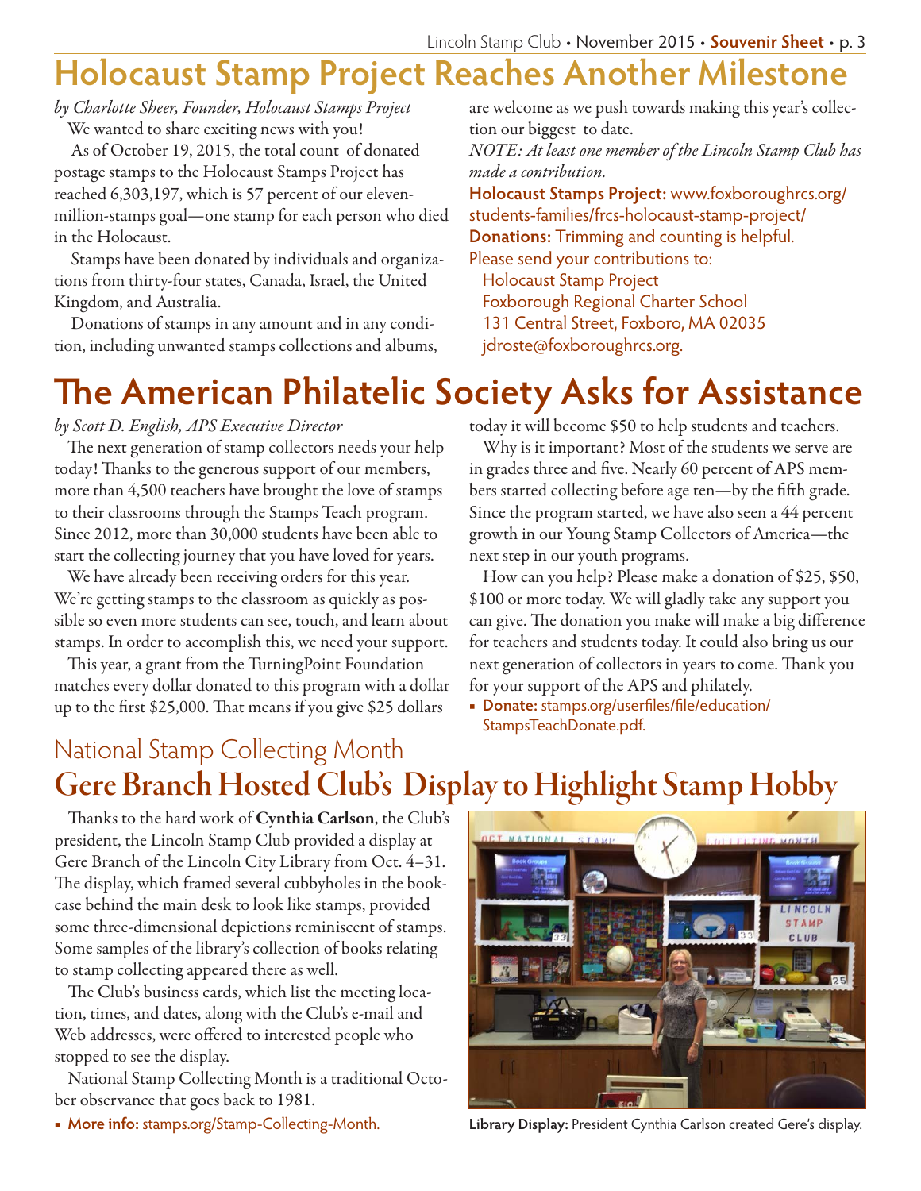# Holocaust Stamp Project Reaches Another Milestone

*by Charlotte Sheer, Founder, Holocaust Stamps Project*

We wanted to share exciting news with you!

As of October 19, 2015, the total count of donated postage stamps to the Holocaust Stamps Project has reached 6,303,197, which is 57 percent of our eleven-million-stamps goal—one stamp for each person who died in the Holocaust.

Stamps have been donated by individuals and organizations from thirty-four states, Canada, Israel, the United Kingdom, and Australia.

Donations of stamps in any amount and in any condition, including unwanted stamps collections and albums, are welcome as we push towards making this year's collection our biggest to date.

*NOTE: At least one member of the Lincoln Stamp Club has made a contribution.*

**Holocaust Stamps Project:** www.foxboroughrcs.org/students-families/frcs-holocaust-stamp-project/

**Donations:** Trimming and counting is helpful. Please send your contributions to:

Holocaust Stamp Project
Foxborough Regional Charter School
131 Central Street, Foxboro, MA 02035
jdroste@foxboroughrcs.org.

# The American Philatelic Society Asks for Assistance

*by Scott D. English, APS Executive Director*

The next generation of stamp collectors needs your help today! Thanks to the generous support of our members, more than 4,500 teachers have brought the love of stamps to their classrooms through the Stamps Teach program. Since 2012, more than 30,000 students have been able to start the collecting journey that you have loved for years.

We have already been receiving orders for this year. We're getting stamps to the classroom as quickly as possible so even more students can see, touch, and learn about stamps. In order to accomplish this, we need your support.

This year, a grant from the TurningPoint Foundation matches every dollar donated to this program with a dollar up to the first $25,000. That means if you give $25 dollars today it will become $50 to help students and teachers.

Why is it important? Most of the students we serve are in grades three and five. Nearly 60 percent of APS members started collecting before age ten—by the fifth grade. Since the program started, we have also seen a 44 percent growth in our Young Stamp Collectors of America—the next step in our youth programs.

How can you help? Please make a donation of $25, $50, $100 or more today. We will gladly take any support you can give. The donation you make will make a big difference for teachers and students today. It could also bring us our next generation of collectors in years to come. Thank you for your support of the APS and philately.

- **Donate:** stamps.org/userfiles/file/education/StampsTeachDonate.pdf.

## National Stamp Collecting Month

# Gere Branch Hosted Club's Display to Highlight Stamp Hobby

Thanks to the hard work of **Cynthia Carlson**, the Club's president, the Lincoln Stamp Club provided a display at Gere Branch of the Lincoln City Library from Oct. 4–31. The display, which framed several cubbyholes in the bookcase behind the main desk to look like stamps, provided some three-dimensional depictions reminiscent of stamps. Some samples of the library's collection of books relating to stamp collecting appeared there as well.

The Club's business cards, which list the meeting location, times, and dates, along with the Club's e-mail and Web addresses, were offered to interested people who stopped to see the display.

National Stamp Collecting Month is a traditional October observance that goes back to 1981.

- **More info:** stamps.org/Stamp-Collecting-Month.

**Library Display:** President Cynthia Carlson created Gere's display.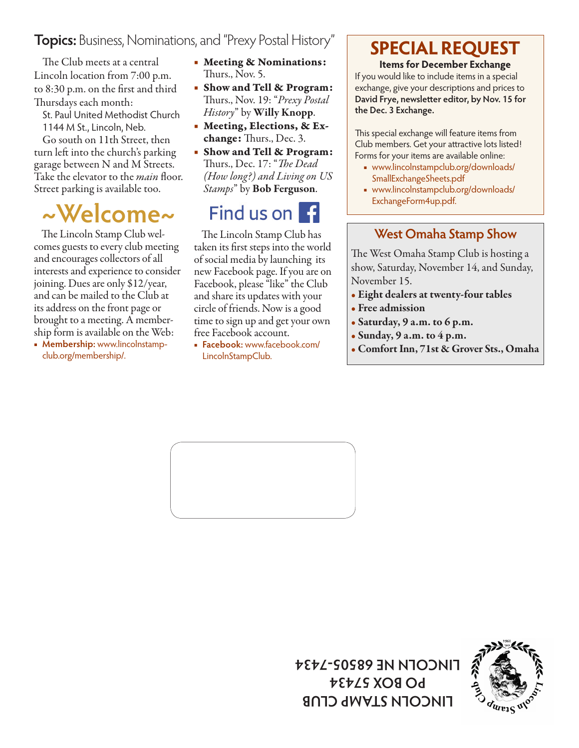## **Topics:** Business, Nominations, and "Prexy Postal History"

The Club meets at a central Lincoln location from 7:00 p.m. to 8:30 p.m. on the first and third Thursdays each month:

St. Paul United Methodist Church
1144 M St., Lincoln, Neb.

Go south on 11th Street, then turn left into the church's parking garage between N and M Streets. Take the elevator to the *main* floor. Street parking is available too.

- **Meeting & Nominations:** Thurs., Nov. 5.
- **Show and Tell & Program:** Thurs., Nov. 19: "*Prexy Postal History*" by **Willy Knopp**.
- **Meeting, Elections, & Exchange:** Thurs., Dec. 3.
- **Show and Tell & Program:** Thurs., Dec. 17: "*The Dead (How long?) and Living on US Stamps*" by **Bob Ferguson**.

## ~Welcome~

The Lincoln Stamp Club welcomes guests to every club meeting and encourages collectors of all interests and experience to consider joining. Dues are only $12/year, and can be mailed to the Club at its address on the front page or brought to a meeting. A membership form is available on the Web:

- **Membership:** www.lincolnstamp-club.org/membership/.

## Find us on f

The Lincoln Stamp Club has taken its first steps into the world of social media by launching its new Facebook page. If you are on Facebook, please "like" the Club and share its updates with your circle of friends. Now is a good time to sign up and get your own free Facebook account.

- **Facebook:** www.facebook.com/LincolnStampClub.

## SPECIAL REQUEST

**Items for December Exchange**

If you would like to include items in a special exchange, give your descriptions and prices to **David Frye, newsletter editor, by Nov. 15 for the Dec. 3 Exchange.**

This special exchange will feature items from Club members. Get your attractive lots listed! Forms for your items are available online:

- www.lincolnstampclub.org/downloads/SmallExchangeSheets.pdf
- www.lincolnstampclub.org/downloads/ExchangeForm4up.pdf.

## West Omaha Stamp Show

The West Omaha Stamp Club is hosting a show, Saturday, November 14, and Sunday, November 15.

- **Eight dealers at twenty-four tables**
- **Free admission**
- **Saturday, 9 a.m. to 6 p.m.**
- **Sunday, 9 a.m. to 4 p.m.**
- **Comfort Inn, 71st & Grover Sts., Omaha**

**LINCOLN STAMP CLUB**
**PO BOX 57434**
**LINCOLN NE 68505-7434**